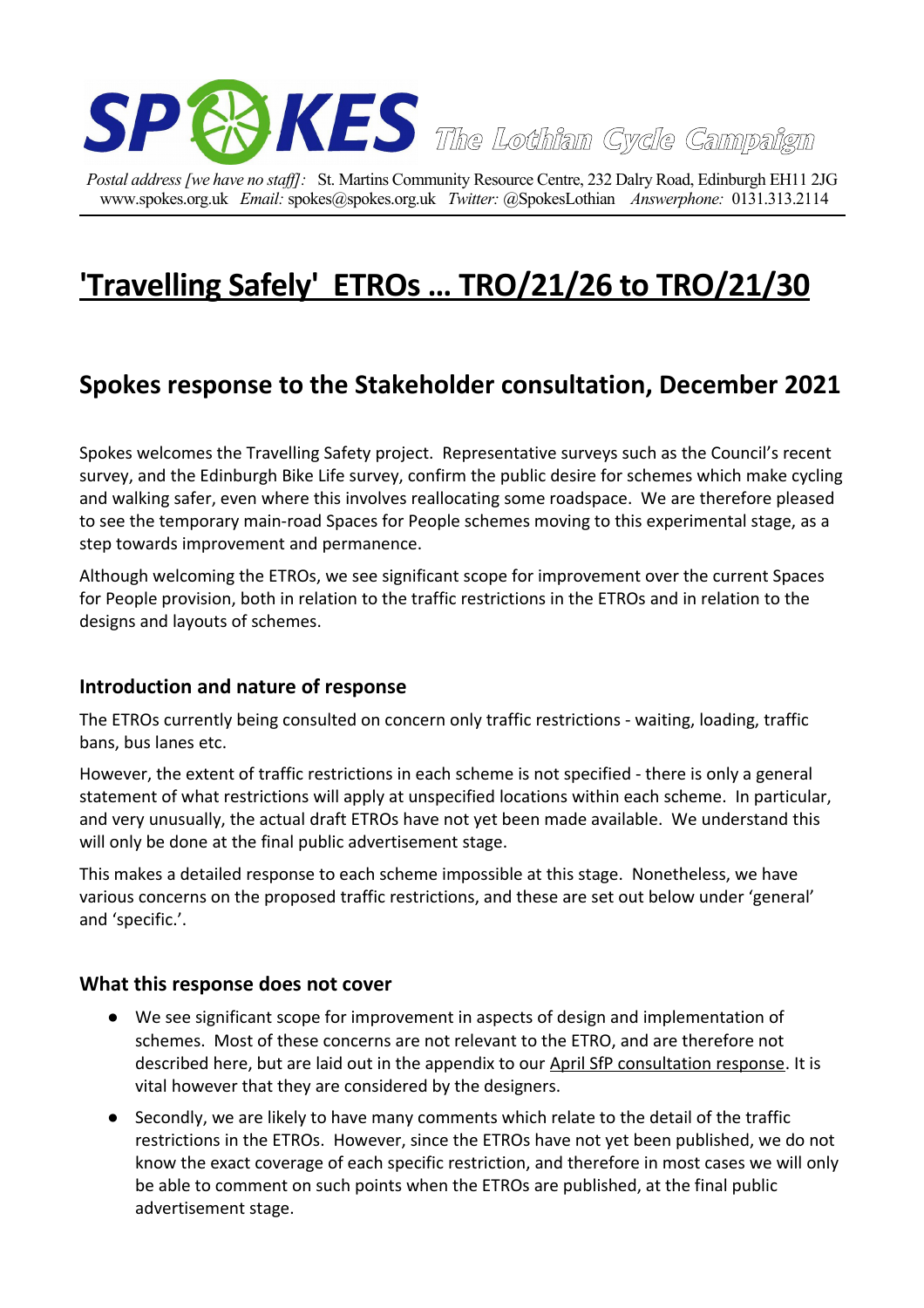SPOKES The Lothian Cycle Campaign

*Postal address [we have no staff]:* St. Martins Community Resource Centre, 232 Dalry Road, Edinburgh EH11 2JG
www.spokes.org.uk *Email:* spokes@spokes.org.uk *Twitter:* @SpokesLothian *Answerphone:* 0131.313.2114

# 'Travelling Safely' ETROs … TRO/21/26 to TRO/21/30

## Spokes response to the Stakeholder consultation, December 2021

Spokes welcomes the Travelling Safety project. Representative surveys such as the Council's recent survey, and the Edinburgh Bike Life survey, confirm the public desire for schemes which make cycling and walking safer, even where this involves reallocating some roadspace. We are therefore pleased to see the temporary main-road Spaces for People schemes moving to this experimental stage, as a step towards improvement and permanence.

Although welcoming the ETROs, we see significant scope for improvement over the current Spaces for People provision, both in relation to the traffic restrictions in the ETROs and in relation to the designs and layouts of schemes.

### Introduction and nature of response

The ETROs currently being consulted on concern only traffic restrictions - waiting, loading, traffic bans, bus lanes etc.

However, the extent of traffic restrictions in each scheme is not specified - there is only a general statement of what restrictions will apply at unspecified locations within each scheme. In particular, and very unusually, the actual draft ETROs have not yet been made available. We understand this will only be done at the final public advertisement stage.

This makes a detailed response to each scheme impossible at this stage. Nonetheless, we have various concerns on the proposed traffic restrictions, and these are set out below under 'general' and 'specific.'.

### What this response does not cover

- We see significant scope for improvement in aspects of design and implementation of schemes. Most of these concerns are not relevant to the ETRO, and are therefore not described here, but are laid out in the appendix to our April SfP consultation response. It is vital however that they are considered by the designers.
- Secondly, we are likely to have many comments which relate to the detail of the traffic restrictions in the ETROs. However, since the ETROs have not yet been published, we do not know the exact coverage of each specific restriction, and therefore in most cases we will only be able to comment on such points when the ETROs are published, at the final public advertisement stage.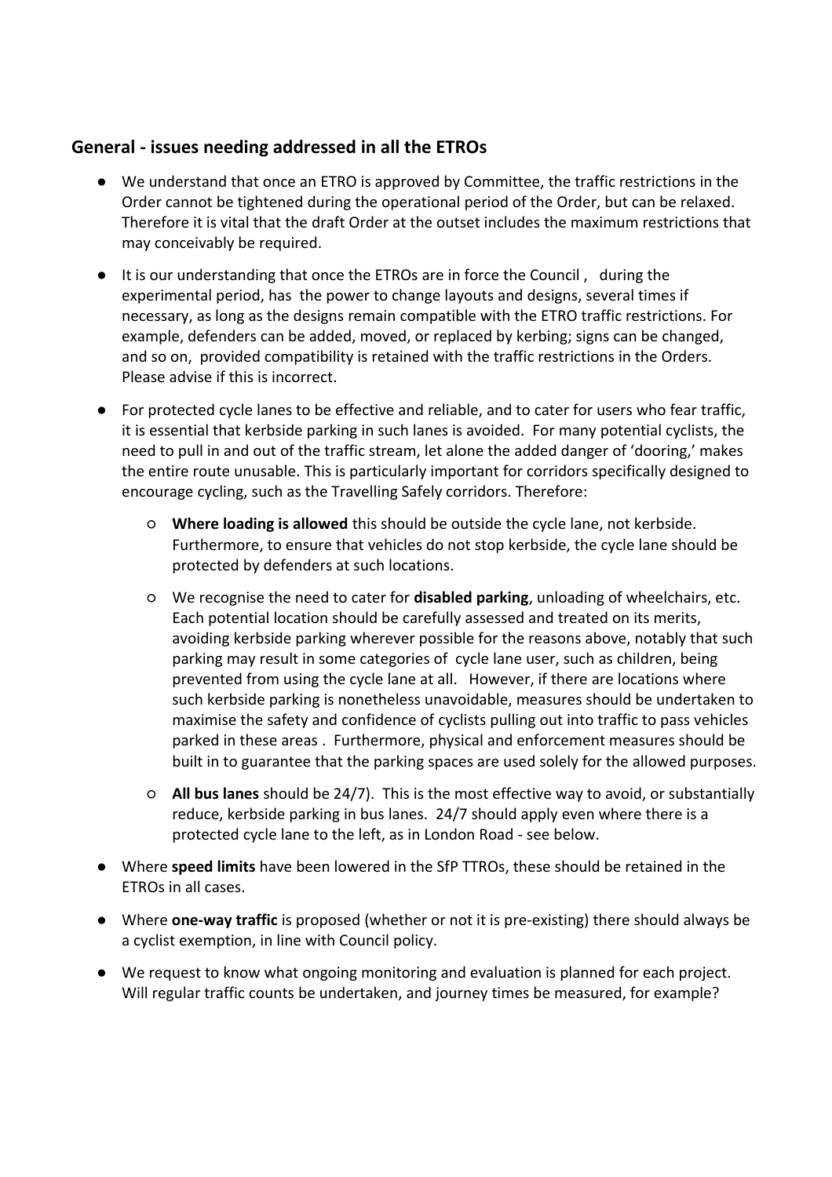## General - issues needing addressed in all the ETROs

- We understand that once an ETRO is approved by Committee, the traffic restrictions in the Order cannot be tightened during the operational period of the Order, but can be relaxed. Therefore it is vital that the draft Order at the outset includes the maximum restrictions that may conceivably be required.
- It is our understanding that once the ETROs are in force the Council , during the experimental period, has the power to change layouts and designs, several times if necessary, as long as the designs remain compatible with the ETRO traffic restrictions. For example, defenders can be added, moved, or replaced by kerbing; signs can be changed, and so on, provided compatibility is retained with the traffic restrictions in the Orders. Please advise if this is incorrect.
- For protected cycle lanes to be effective and reliable, and to cater for users who fear traffic, it is essential that kerbside parking in such lanes is avoided. For many potential cyclists, the need to pull in and out of the traffic stream, let alone the added danger of 'dooring,' makes the entire route unusable. This is particularly important for corridors specifically designed to encourage cycling, such as the Travelling Safely corridors. Therefore:
    - **Where loading is allowed** this should be outside the cycle lane, not kerbside. Furthermore, to ensure that vehicles do not stop kerbside, the cycle lane should be protected by defenders at such locations.
    - We recognise the need to cater for **disabled parking**, unloading of wheelchairs, etc. Each potential location should be carefully assessed and treated on its merits, avoiding kerbside parking wherever possible for the reasons above, notably that such parking may result in some categories of cycle lane user, such as children, being prevented from using the cycle lane at all. However, if there are locations where such kerbside parking is nonetheless unavoidable, measures should be undertaken to maximise the safety and confidence of cyclists pulling out into traffic to pass vehicles parked in these areas . Furthermore, physical and enforcement measures should be built in to guarantee that the parking spaces are used solely for the allowed purposes.
    - **All bus lanes** should be 24/7). This is the most effective way to avoid, or substantially reduce, kerbside parking in bus lanes. 24/7 should apply even where there is a protected cycle lane to the left, as in London Road - see below.
- Where **speed limits** have been lowered in the SfP TTROs, these should be retained in the ETROs in all cases.
- Where **one-way traffic** is proposed (whether or not it is pre-existing) there should always be a cyclist exemption, in line with Council policy.
- We request to know what ongoing monitoring and evaluation is planned for each project. Will regular traffic counts be undertaken, and journey times be measured, for example?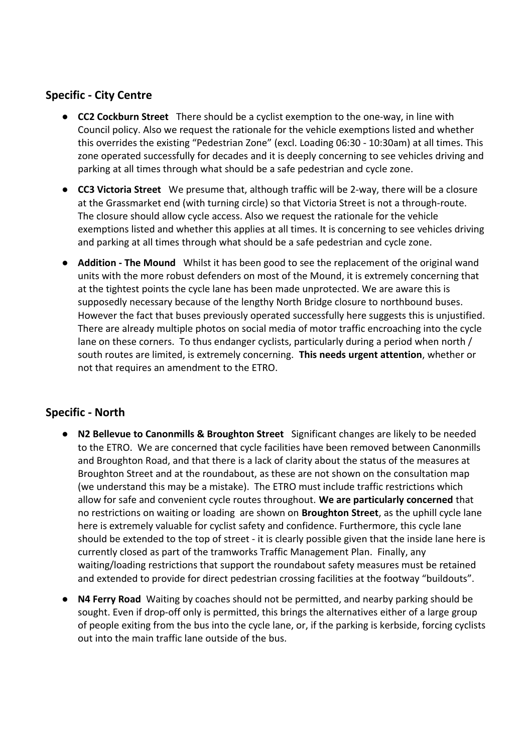## Specific - City Centre

- **CC2 Cockburn Street** There should be a cyclist exemption to the one-way, in line with Council policy. Also we request the rationale for the vehicle exemptions listed and whether this overrides the existing "Pedestrian Zone" (excl. Loading 06:30 - 10:30am) at all times. This zone operated successfully for decades and it is deeply concerning to see vehicles driving and parking at all times through what should be a safe pedestrian and cycle zone.
- **CC3 Victoria Street** We presume that, although traffic will be 2-way, there will be a closure at the Grassmarket end (with turning circle) so that Victoria Street is not a through-route. The closure should allow cycle access. Also we request the rationale for the vehicle exemptions listed and whether this applies at all times. It is concerning to see vehicles driving and parking at all times through what should be a safe pedestrian and cycle zone.
- **Addition - The Mound** Whilst it has been good to see the replacement of the original wand units with the more robust defenders on most of the Mound, it is extremely concerning that at the tightest points the cycle lane has been made unprotected. We are aware this is supposedly necessary because of the lengthy North Bridge closure to northbound buses. However the fact that buses previously operated successfully here suggests this is unjustified. There are already multiple photos on social media of motor traffic encroaching into the cycle lane on these corners. To thus endanger cyclists, particularly during a period when north / south routes are limited, is extremely concerning. **This needs urgent attention**, whether or not that requires an amendment to the ETRO.

## Specific - North

- **N2 Bellevue to Canonmills & Broughton Street** Significant changes are likely to be needed to the ETRO. We are concerned that cycle facilities have been removed between Canonmills and Broughton Road, and that there is a lack of clarity about the status of the measures at Broughton Street and at the roundabout, as these are not shown on the consultation map (we understand this may be a mistake). The ETRO must include traffic restrictions which allow for safe and convenient cycle routes throughout. **We are particularly concerned** that no restrictions on waiting or loading are shown on **Broughton Street**, as the uphill cycle lane here is extremely valuable for cyclist safety and confidence. Furthermore, this cycle lane should be extended to the top of street - it is clearly possible given that the inside lane here is currently closed as part of the tramworks Traffic Management Plan. Finally, any waiting/loading restrictions that support the roundabout safety measures must be retained and extended to provide for direct pedestrian crossing facilities at the footway "buildouts".
- **N4 Ferry Road** Waiting by coaches should not be permitted, and nearby parking should be sought. Even if drop-off only is permitted, this brings the alternatives either of a large group of people exiting from the bus into the cycle lane, or, if the parking is kerbside, forcing cyclists out into the main traffic lane outside of the bus.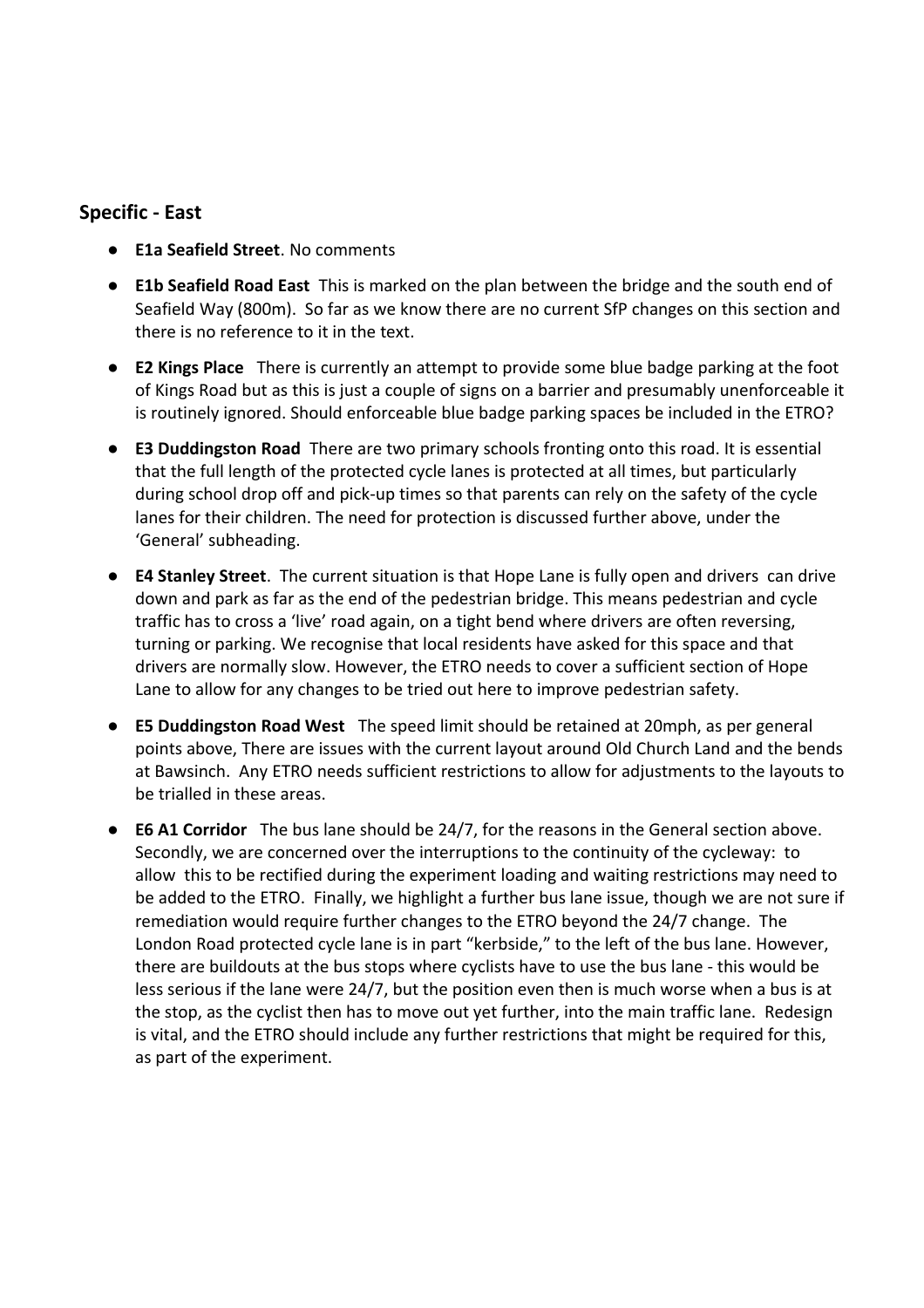## Specific - East

- **E1a Seafield Street**. No comments
- **E1b Seafield Road East** This is marked on the plan between the bridge and the south end of Seafield Way (800m). So far as we know there are no current SfP changes on this section and there is no reference to it in the text.
- **E2 Kings Place** There is currently an attempt to provide some blue badge parking at the foot of Kings Road but as this is just a couple of signs on a barrier and presumably unenforceable it is routinely ignored. Should enforceable blue badge parking spaces be included in the ETRO?
- **E3 Duddingston Road** There are two primary schools fronting onto this road. It is essential that the full length of the protected cycle lanes is protected at all times, but particularly during school drop off and pick-up times so that parents can rely on the safety of the cycle lanes for their children. The need for protection is discussed further above, under the 'General' subheading.
- **E4 Stanley Street**. The current situation is that Hope Lane is fully open and drivers can drive down and park as far as the end of the pedestrian bridge. This means pedestrian and cycle traffic has to cross a 'live' road again, on a tight bend where drivers are often reversing, turning or parking. We recognise that local residents have asked for this space and that drivers are normally slow. However, the ETRO needs to cover a sufficient section of Hope Lane to allow for any changes to be tried out here to improve pedestrian safety.
- **E5 Duddingston Road West** The speed limit should be retained at 20mph, as per general points above, There are issues with the current layout around Old Church Land and the bends at Bawsinch. Any ETRO needs sufficient restrictions to allow for adjustments to the layouts to be trialled in these areas.
- **E6 A1 Corridor** The bus lane should be 24/7, for the reasons in the General section above. Secondly, we are concerned over the interruptions to the continuity of the cycleway: to allow this to be rectified during the experiment loading and waiting restrictions may need to be added to the ETRO. Finally, we highlight a further bus lane issue, though we are not sure if remediation would require further changes to the ETRO beyond the 24/7 change. The London Road protected cycle lane is in part "kerbside," to the left of the bus lane. However, there are buildouts at the bus stops where cyclists have to use the bus lane - this would be less serious if the lane were 24/7, but the position even then is much worse when a bus is at the stop, as the cyclist then has to move out yet further, into the main traffic lane. Redesign is vital, and the ETRO should include any further restrictions that might be required for this, as part of the experiment.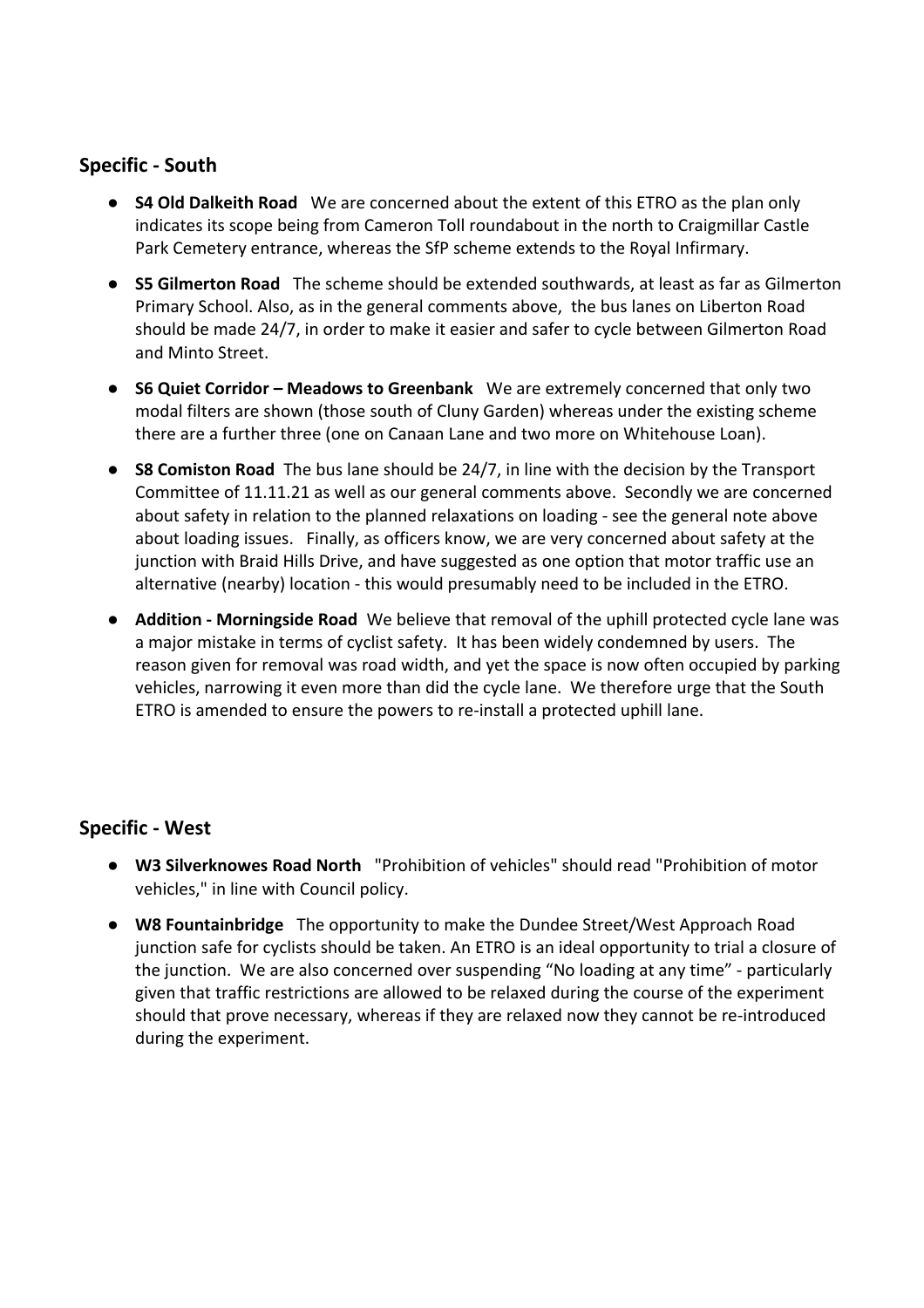## Specific - South

- **S4 Old Dalkeith Road** We are concerned about the extent of this ETRO as the plan only indicates its scope being from Cameron Toll roundabout in the north to Craigmillar Castle Park Cemetery entrance, whereas the SfP scheme extends to the Royal Infirmary.
- **S5 Gilmerton Road** The scheme should be extended southwards, at least as far as Gilmerton Primary School. Also, as in the general comments above, the bus lanes on Liberton Road should be made 24/7, in order to make it easier and safer to cycle between Gilmerton Road and Minto Street.
- **S6 Quiet Corridor – Meadows to Greenbank** We are extremely concerned that only two modal filters are shown (those south of Cluny Garden) whereas under the existing scheme there are a further three (one on Canaan Lane and two more on Whitehouse Loan).
- **S8 Comiston Road** The bus lane should be 24/7, in line with the decision by the Transport Committee of 11.11.21 as well as our general comments above. Secondly we are concerned about safety in relation to the planned relaxations on loading - see the general note above about loading issues. Finally, as officers know, we are very concerned about safety at the junction with Braid Hills Drive, and have suggested as one option that motor traffic use an alternative (nearby) location - this would presumably need to be included in the ETRO.
- **Addition - Morningside Road** We believe that removal of the uphill protected cycle lane was a major mistake in terms of cyclist safety. It has been widely condemned by users. The reason given for removal was road width, and yet the space is now often occupied by parking vehicles, narrowing it even more than did the cycle lane. We therefore urge that the South ETRO is amended to ensure the powers to re-install a protected uphill lane.

## Specific - West

- **W3 Silverknowes Road North** "Prohibition of vehicles" should read "Prohibition of motor vehicles," in line with Council policy.
- **W8 Fountainbridge** The opportunity to make the Dundee Street/West Approach Road junction safe for cyclists should be taken. An ETRO is an ideal opportunity to trial a closure of the junction. We are also concerned over suspending "No loading at any time" - particularly given that traffic restrictions are allowed to be relaxed during the course of the experiment should that prove necessary, whereas if they are relaxed now they cannot be re-introduced during the experiment.